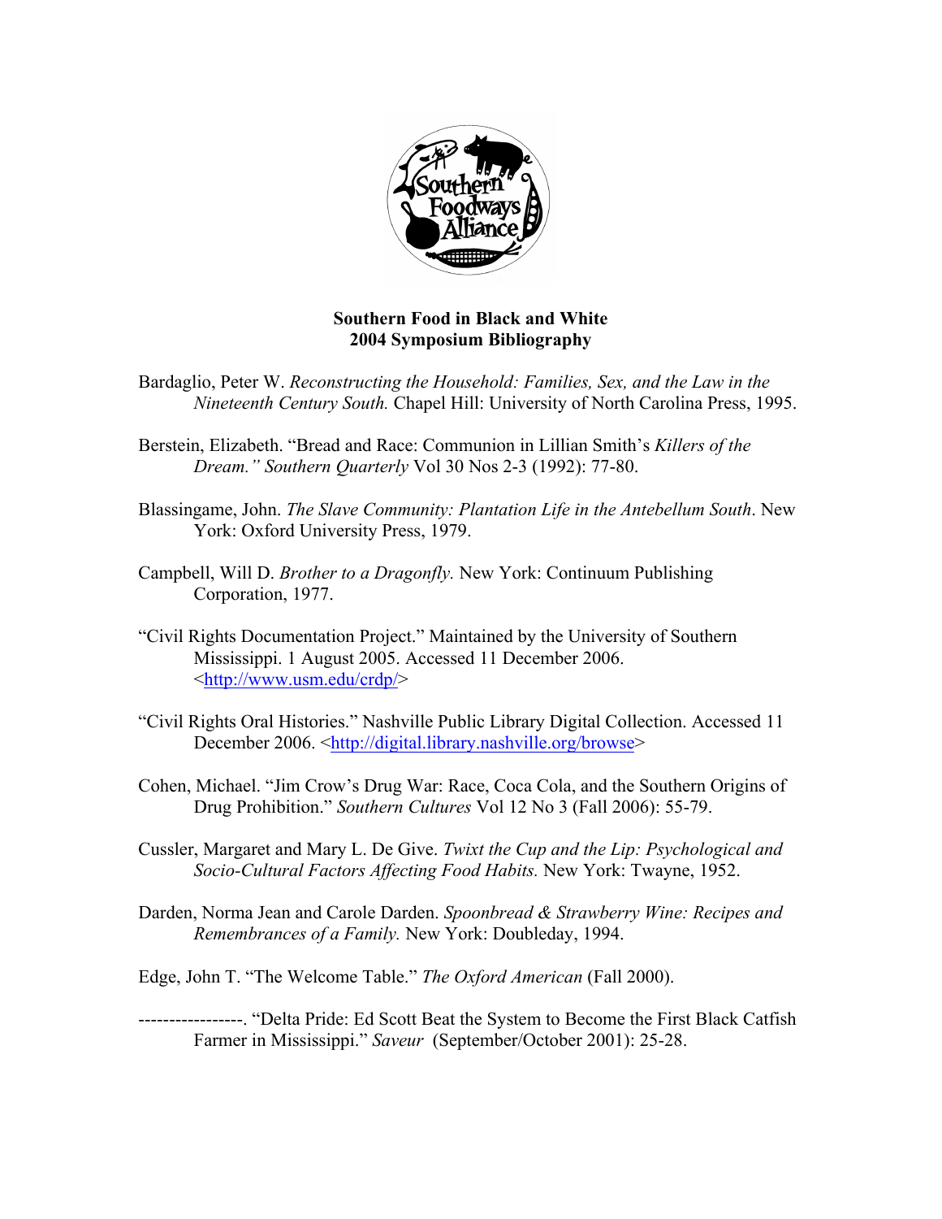# Southern Food in Black and White
## 2004 Symposium Bibliography

Bardaglio, Peter W. *Reconstructing the Household: Families, Sex, and the Law in the Nineteenth Century South.* Chapel Hill: University of North Carolina Press, 1995.

Berstein, Elizabeth. "Bread and Race: Communion in Lillian Smith's *Killers of the Dream." Southern Quarterly* Vol 30 Nos 2-3 (1992): 77-80.

Blassingame, John. *The Slave Community: Plantation Life in the Antebellum South*. New York: Oxford University Press, 1979.

Campbell, Will D. *Brother to a Dragonfly.* New York: Continuum Publishing Corporation, 1977.

"Civil Rights Documentation Project." Maintained by the University of Southern Mississippi. 1 August 2005. Accessed 11 December 2006. <http://www.usm.edu/crdp/>

"Civil Rights Oral Histories." Nashville Public Library Digital Collection. Accessed 11 December 2006. <http://digital.library.nashville.org/browse>

Cohen, Michael. "Jim Crow's Drug War: Race, Coca Cola, and the Southern Origins of Drug Prohibition." *Southern Cultures* Vol 12 No 3 (Fall 2006): 55-79.

Cussler, Margaret and Mary L. De Give. *Twixt the Cup and the Lip: Psychological and Socio-Cultural Factors Affecting Food Habits.* New York: Twayne, 1952.

Darden, Norma Jean and Carole Darden. *Spoonbread & Strawberry Wine: Recipes and Remembrances of a Family.* New York: Doubleday, 1994.

Edge, John T. "The Welcome Table." *The Oxford American* (Fall 2000).

-----------------. "Delta Pride: Ed Scott Beat the System to Become the First Black Catfish Farmer in Mississippi." *Saveur* (September/October 2001): 25-28.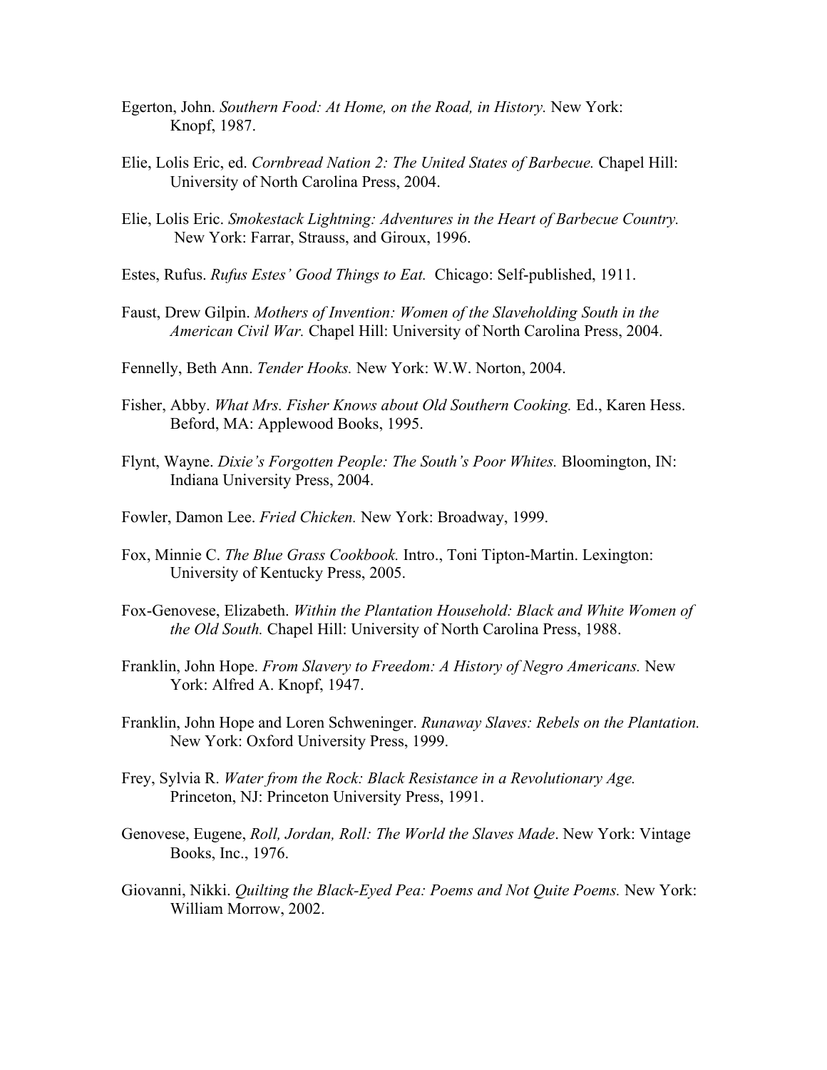Egerton, John. *Southern Food: At Home, on the Road, in History.* New York: Knopf, 1987.

Elie, Lolis Eric, ed. *Cornbread Nation 2: The United States of Barbecue.* Chapel Hill: University of North Carolina Press, 2004.

Elie, Lolis Eric. *Smokestack Lightning: Adventures in the Heart of Barbecue Country.* New York: Farrar, Strauss, and Giroux, 1996.

Estes, Rufus. *Rufus Estes' Good Things to Eat.* Chicago: Self-published, 1911.

Faust, Drew Gilpin. *Mothers of Invention: Women of the Slaveholding South in the American Civil War.* Chapel Hill: University of North Carolina Press, 2004.

Fennelly, Beth Ann. *Tender Hooks.* New York: W.W. Norton, 2004.

Fisher, Abby. *What Mrs. Fisher Knows about Old Southern Cooking.* Ed., Karen Hess. Beford, MA: Applewood Books, 1995.

Flynt, Wayne. *Dixie's Forgotten People: The South's Poor Whites.* Bloomington, IN: Indiana University Press, 2004.

Fowler, Damon Lee. *Fried Chicken.* New York: Broadway, 1999.

Fox, Minnie C. *The Blue Grass Cookbook.* Intro., Toni Tipton-Martin. Lexington: University of Kentucky Press, 2005.

Fox-Genovese, Elizabeth. *Within the Plantation Household: Black and White Women of the Old South.* Chapel Hill: University of North Carolina Press, 1988.

Franklin, John Hope. *From Slavery to Freedom: A History of Negro Americans.* New York: Alfred A. Knopf, 1947.

Franklin, John Hope and Loren Schweninger. *Runaway Slaves: Rebels on the Plantation.* New York: Oxford University Press, 1999.

Frey, Sylvia R. *Water from the Rock: Black Resistance in a Revolutionary Age.* Princeton, NJ: Princeton University Press, 1991.

Genovese, Eugene, *Roll, Jordan, Roll: The World the Slaves Made*. New York: Vintage Books, Inc., 1976.

Giovanni, Nikki. *Quilting the Black-Eyed Pea: Poems and Not Quite Poems.* New York: William Morrow, 2002.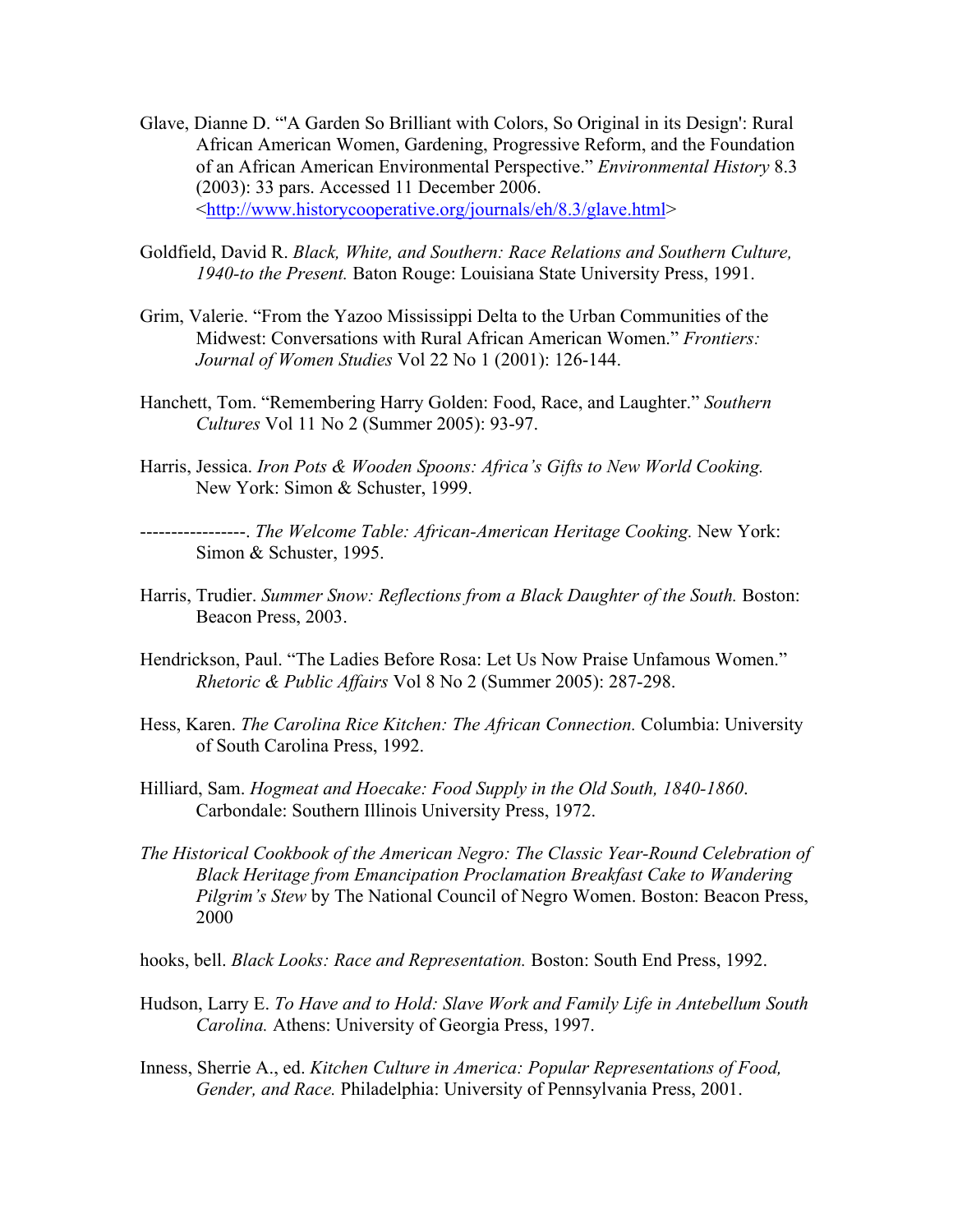Glave, Dianne D. "'A Garden So Brilliant with Colors, So Original in its Design': Rural African American Women, Gardening, Progressive Reform, and the Foundation of an African American Environmental Perspective." *Environmental History* 8.3 (2003): 33 pars. Accessed 11 December 2006. <http://www.historycooperative.org/journals/eh/8.3/glave.html>

Goldfield, David R. *Black, White, and Southern: Race Relations and Southern Culture, 1940-to the Present.* Baton Rouge: Louisiana State University Press, 1991.

Grim, Valerie. "From the Yazoo Mississippi Delta to the Urban Communities of the Midwest: Conversations with Rural African American Women." *Frontiers: Journal of Women Studies* Vol 22 No 1 (2001): 126-144.

Hanchett, Tom. "Remembering Harry Golden: Food, Race, and Laughter." *Southern Cultures* Vol 11 No 2 (Summer 2005): 93-97.

Harris, Jessica. *Iron Pots & Wooden Spoons: Africa's Gifts to New World Cooking.* New York: Simon & Schuster, 1999.

-----------------. *The Welcome Table: African-American Heritage Cooking.* New York: Simon & Schuster, 1995.

Harris, Trudier. *Summer Snow: Reflections from a Black Daughter of the South.* Boston: Beacon Press, 2003.

Hendrickson, Paul. "The Ladies Before Rosa: Let Us Now Praise Unfamous Women." *Rhetoric & Public Affairs* Vol 8 No 2 (Summer 2005): 287-298.

Hess, Karen. *The Carolina Rice Kitchen: The African Connection.* Columbia: University of South Carolina Press, 1992.

Hilliard, Sam. *Hogmeat and Hoecake: Food Supply in the Old South, 1840-1860.* Carbondale: Southern Illinois University Press, 1972.

*The Historical Cookbook of the American Negro: The Classic Year-Round Celebration of Black Heritage from Emancipation Proclamation Breakfast Cake to Wandering Pilgrim's Stew* by The National Council of Negro Women. Boston: Beacon Press, 2000

hooks, bell. *Black Looks: Race and Representation.* Boston: South End Press, 1992.

Hudson, Larry E. *To Have and to Hold: Slave Work and Family Life in Antebellum South Carolina.* Athens: University of Georgia Press, 1997.

Inness, Sherrie A., ed. *Kitchen Culture in America: Popular Representations of Food, Gender, and Race.* Philadelphia: University of Pennsylvania Press, 2001.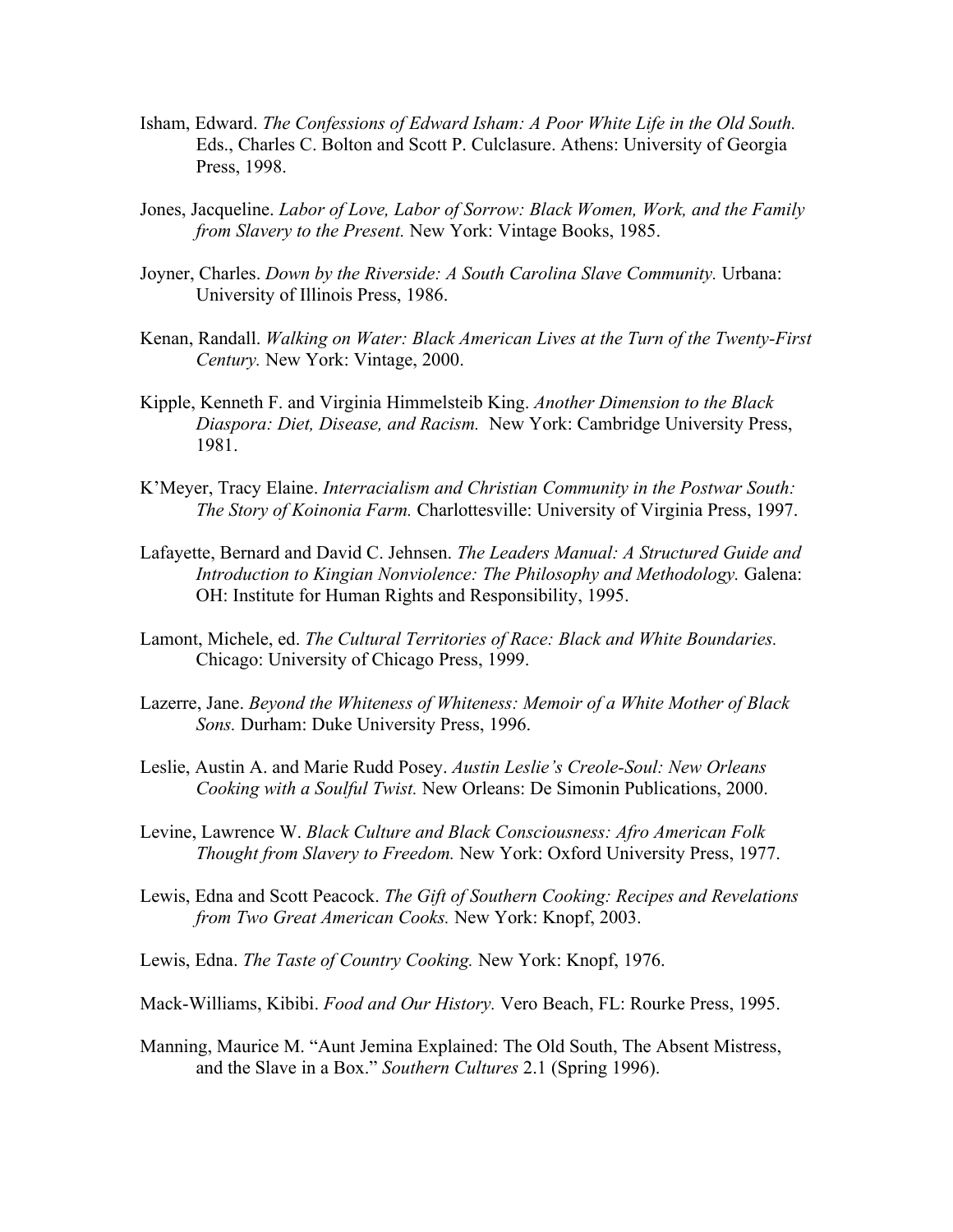Isham, Edward. *The Confessions of Edward Isham: A Poor White Life in the Old South.* Eds., Charles C. Bolton and Scott P. Culclasure. Athens: University of Georgia Press, 1998.

Jones, Jacqueline. *Labor of Love, Labor of Sorrow: Black Women, Work, and the Family from Slavery to the Present.* New York: Vintage Books, 1985.

Joyner, Charles. *Down by the Riverside: A South Carolina Slave Community.* Urbana: University of Illinois Press, 1986.

Kenan, Randall. *Walking on Water: Black American Lives at the Turn of the Twenty-First Century.* New York: Vintage, 2000.

Kipple, Kenneth F. and Virginia Himmelsteib King. *Another Dimension to the Black Diaspora: Diet, Disease, and Racism.* New York: Cambridge University Press, 1981.

K'Meyer, Tracy Elaine. *Interracialism and Christian Community in the Postwar South: The Story of Koinonia Farm.* Charlottesville: University of Virginia Press, 1997.

Lafayette, Bernard and David C. Jehnsen. *The Leaders Manual: A Structured Guide and Introduction to Kingian Nonviolence: The Philosophy and Methodology.* Galena: OH: Institute for Human Rights and Responsibility, 1995.

Lamont, Michele, ed. *The Cultural Territories of Race: Black and White Boundaries.* Chicago: University of Chicago Press, 1999.

Lazerre, Jane. *Beyond the Whiteness of Whiteness: Memoir of a White Mother of Black Sons.* Durham: Duke University Press, 1996.

Leslie, Austin A. and Marie Rudd Posey. *Austin Leslie's Creole-Soul: New Orleans Cooking with a Soulful Twist.* New Orleans: De Simonin Publications, 2000.

Levine, Lawrence W. *Black Culture and Black Consciousness: Afro American Folk Thought from Slavery to Freedom.* New York: Oxford University Press, 1977.

Lewis, Edna and Scott Peacock. *The Gift of Southern Cooking: Recipes and Revelations from Two Great American Cooks.* New York: Knopf, 2003.

Lewis, Edna. *The Taste of Country Cooking.* New York: Knopf, 1976.

Mack-Williams, Kibibi. *Food and Our History.* Vero Beach, FL: Rourke Press, 1995.

Manning, Maurice M. "Aunt Jemina Explained: The Old South, The Absent Mistress, and the Slave in a Box." *Southern Cultures* 2.1 (Spring 1996).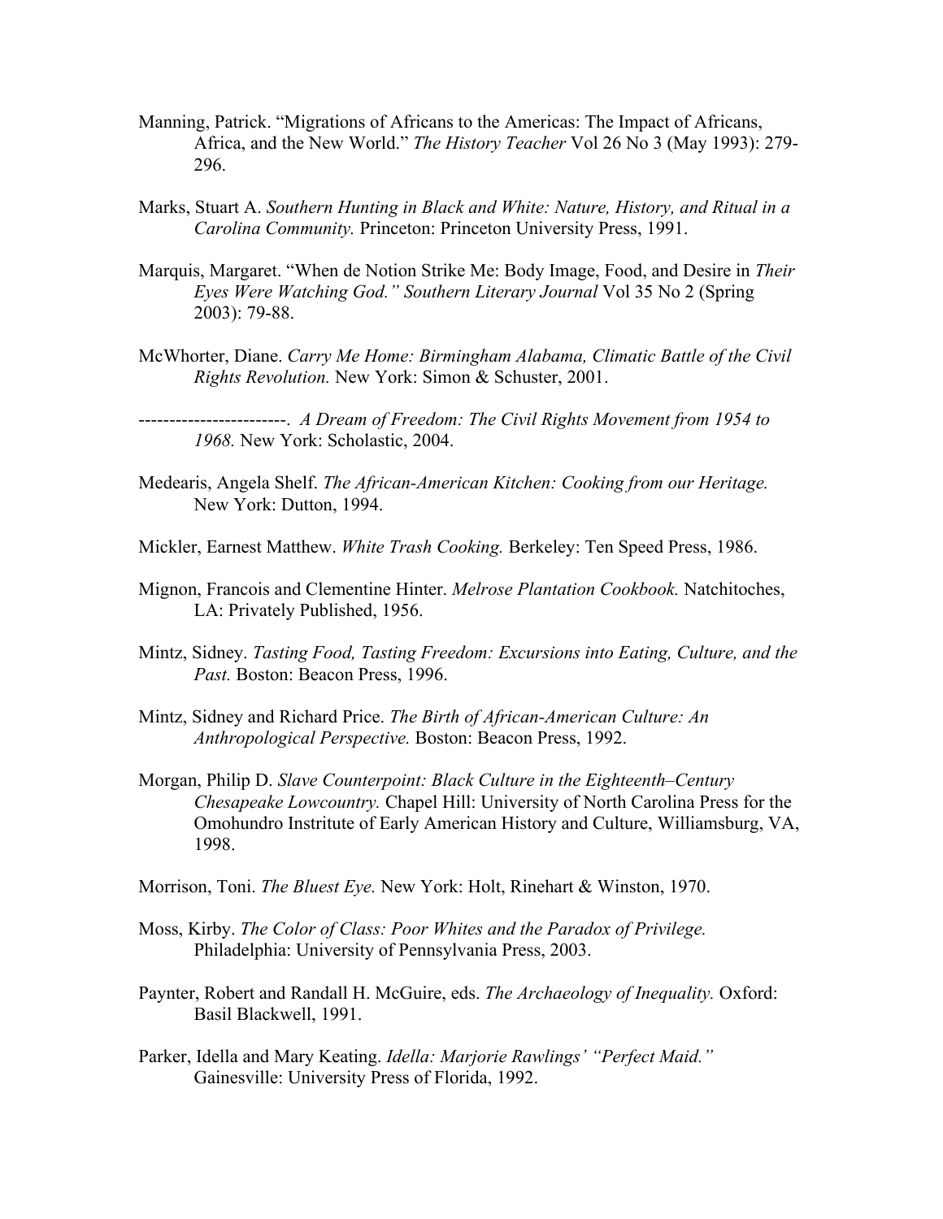Manning, Patrick. "Migrations of Africans to the Americas: The Impact of Africans, Africa, and the New World." *The History Teacher* Vol 26 No 3 (May 1993): 279-296.

Marks, Stuart A. *Southern Hunting in Black and White: Nature, History, and Ritual in a Carolina Community.* Princeton: Princeton University Press, 1991.

Marquis, Margaret. "When de Notion Strike Me: Body Image, Food, and Desire in *Their Eyes Were Watching God." Southern Literary Journal* Vol 35 No 2 (Spring 2003): 79-88.

McWhorter, Diane. *Carry Me Home: Birmingham Alabama, Climatic Battle of the Civil Rights Revolution.* New York: Simon & Schuster, 2001.

------------------------. *A Dream of Freedom: The Civil Rights Movement from 1954 to 1968.* New York: Scholastic, 2004.

Medearis, Angela Shelf. *The African-American Kitchen: Cooking from our Heritage.* New York: Dutton, 1994.

Mickler, Earnest Matthew. *White Trash Cooking.* Berkeley: Ten Speed Press, 1986.

Mignon, Francois and Clementine Hinter. *Melrose Plantation Cookbook.* Natchitoches, LA: Privately Published, 1956.

Mintz, Sidney. *Tasting Food, Tasting Freedom: Excursions into Eating, Culture, and the Past.* Boston: Beacon Press, 1996.

Mintz, Sidney and Richard Price. *The Birth of African-American Culture: An Anthropological Perspective.* Boston: Beacon Press, 1992.

Morgan, Philip D. *Slave Counterpoint: Black Culture in the Eighteenth–Century Chesapeake Lowcountry.* Chapel Hill: University of North Carolina Press for the Omohundro Institute of Early American History and Culture, Williamsburg, VA, 1998.

Morrison, Toni. *The Bluest Eye.* New York: Holt, Rinehart & Winston, 1970.

Moss, Kirby. *The Color of Class: Poor Whites and the Paradox of Privilege.* Philadelphia: University of Pennsylvania Press, 2003.

Paynter, Robert and Randall H. McGuire, eds. *The Archaeology of Inequality.* Oxford: Basil Blackwell, 1991.

Parker, Idella and Mary Keating. *Idella: Marjorie Rawlings' "Perfect Maid."* Gainesville: University Press of Florida, 1992.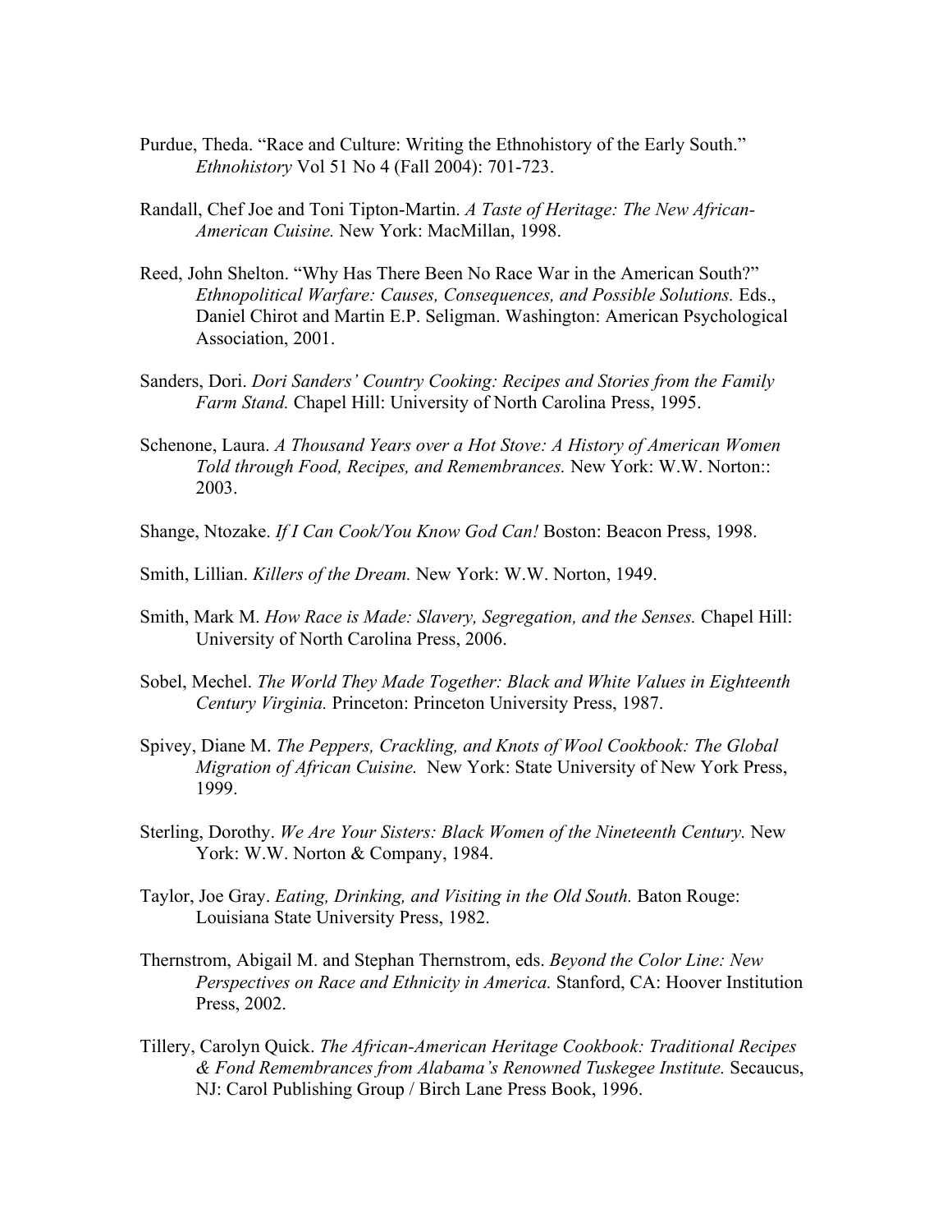Purdue, Theda. "Race and Culture: Writing the Ethnohistory of the Early South." *Ethnohistory* Vol 51 No 4 (Fall 2004): 701-723.

Randall, Chef Joe and Toni Tipton-Martin. *A Taste of Heritage: The New African-American Cuisine.* New York: MacMillan, 1998.

Reed, John Shelton. "Why Has There Been No Race War in the American South?" *Ethnopolitical Warfare: Causes, Consequences, and Possible Solutions.* Eds., Daniel Chirot and Martin E.P. Seligman. Washington: American Psychological Association, 2001.

Sanders, Dori. *Dori Sanders' Country Cooking: Recipes and Stories from the Family Farm Stand.* Chapel Hill: University of North Carolina Press, 1995.

Schenone, Laura. *A Thousand Years over a Hot Stove: A History of American Women Told through Food, Recipes, and Remembrances.* New York: W.W. Norton:: 2003.

Shange, Ntozake. *If I Can Cook/You Know God Can!* Boston: Beacon Press, 1998.

Smith, Lillian. *Killers of the Dream.* New York: W.W. Norton, 1949.

Smith, Mark M. *How Race is Made: Slavery, Segregation, and the Senses.* Chapel Hill: University of North Carolina Press, 2006.

Sobel, Mechel. *The World They Made Together: Black and White Values in Eighteenth Century Virginia.* Princeton: Princeton University Press, 1987.

Spivey, Diane M. *The Peppers, Crackling, and Knots of Wool Cookbook: The Global Migration of African Cuisine.* New York: State University of New York Press, 1999.

Sterling, Dorothy. *We Are Your Sisters: Black Women of the Nineteenth Century.* New York: W.W. Norton & Company, 1984.

Taylor, Joe Gray. *Eating, Drinking, and Visiting in the Old South.* Baton Rouge: Louisiana State University Press, 1982.

Thernstrom, Abigail M. and Stephan Thernstrom, eds. *Beyond the Color Line: New Perspectives on Race and Ethnicity in America.* Stanford, CA: Hoover Institution Press, 2002.

Tillery, Carolyn Quick. *The African-American Heritage Cookbook: Traditional Recipes & Fond Remembrances from Alabama's Renowned Tuskegee Institute.* Secaucus, NJ: Carol Publishing Group / Birch Lane Press Book, 1996.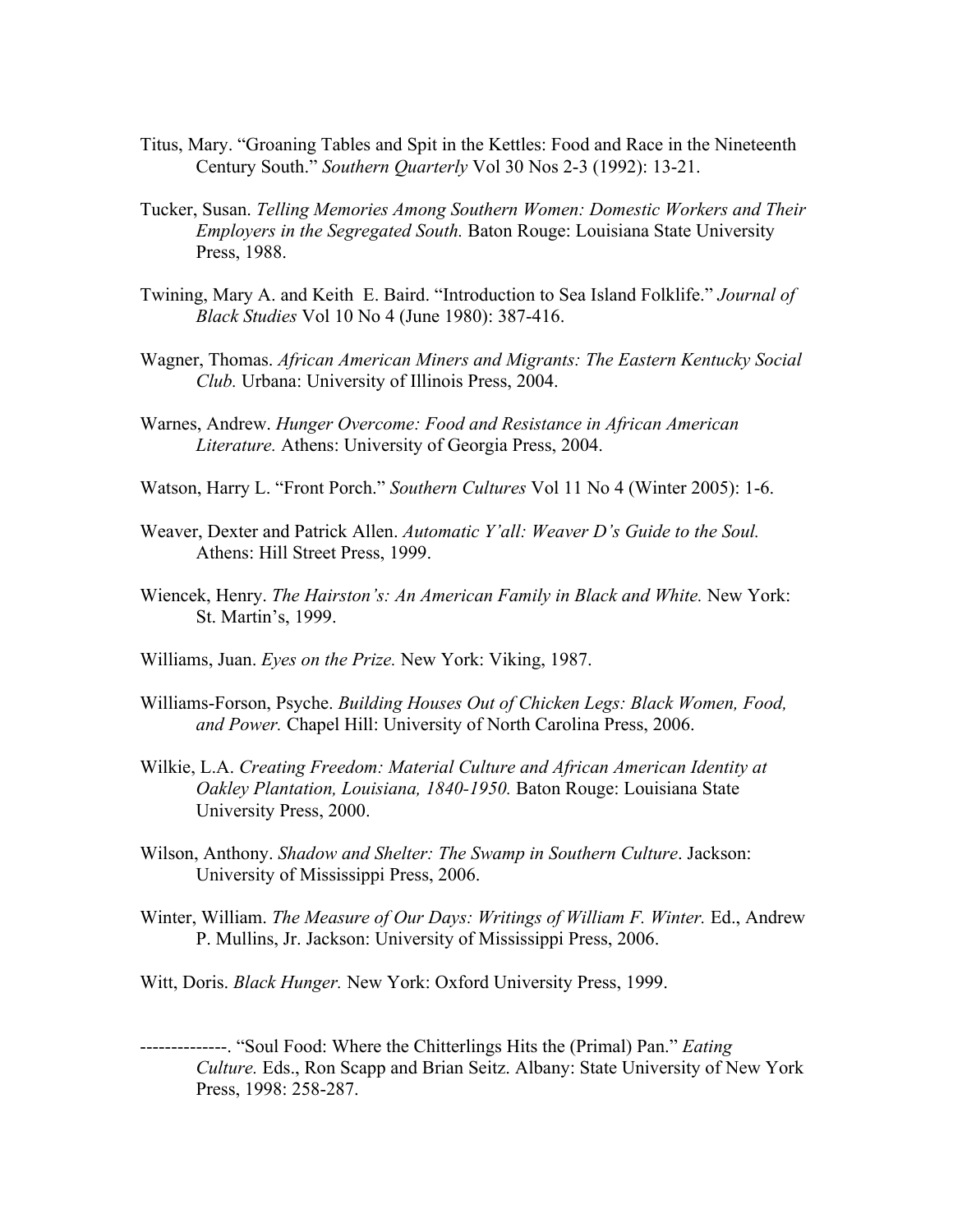Titus, Mary. "Groaning Tables and Spit in the Kettles: Food and Race in the Nineteenth Century South." *Southern Quarterly* Vol 30 Nos 2-3 (1992): 13-21.

Tucker, Susan. *Telling Memories Among Southern Women: Domestic Workers and Their Employers in the Segregated South.* Baton Rouge: Louisiana State University Press, 1988.

Twining, Mary A. and Keith E. Baird. "Introduction to Sea Island Folklife." *Journal of Black Studies* Vol 10 No 4 (June 1980): 387-416.

Wagner, Thomas. *African American Miners and Migrants: The Eastern Kentucky Social Club.* Urbana: University of Illinois Press, 2004.

Warnes, Andrew. *Hunger Overcome: Food and Resistance in African American Literature.* Athens: University of Georgia Press, 2004.

Watson, Harry L. "Front Porch." *Southern Cultures* Vol 11 No 4 (Winter 2005): 1-6.

Weaver, Dexter and Patrick Allen. *Automatic Y'all: Weaver D's Guide to the Soul.* Athens: Hill Street Press, 1999.

Wiencek, Henry. *The Hairston's: An American Family in Black and White.* New York: St. Martin's, 1999.

Williams, Juan. *Eyes on the Prize.* New York: Viking, 1987.

Williams-Forson, Psyche. *Building Houses Out of Chicken Legs: Black Women, Food, and Power.* Chapel Hill: University of North Carolina Press, 2006.

Wilkie, L.A. *Creating Freedom: Material Culture and African American Identity at Oakley Plantation, Louisiana, 1840-1950.* Baton Rouge: Louisiana State University Press, 2000.

Wilson, Anthony. *Shadow and Shelter: The Swamp in Southern Culture*. Jackson: University of Mississippi Press, 2006.

Winter, William. *The Measure of Our Days: Writings of William F. Winter.* Ed., Andrew P. Mullins, Jr. Jackson: University of Mississippi Press, 2006.

Witt, Doris. *Black Hunger.* New York: Oxford University Press, 1999.

--------------. "Soul Food: Where the Chitterlings Hits the (Primal) Pan." *Eating Culture.* Eds., Ron Scapp and Brian Seitz. Albany: State University of New York Press, 1998: 258-287.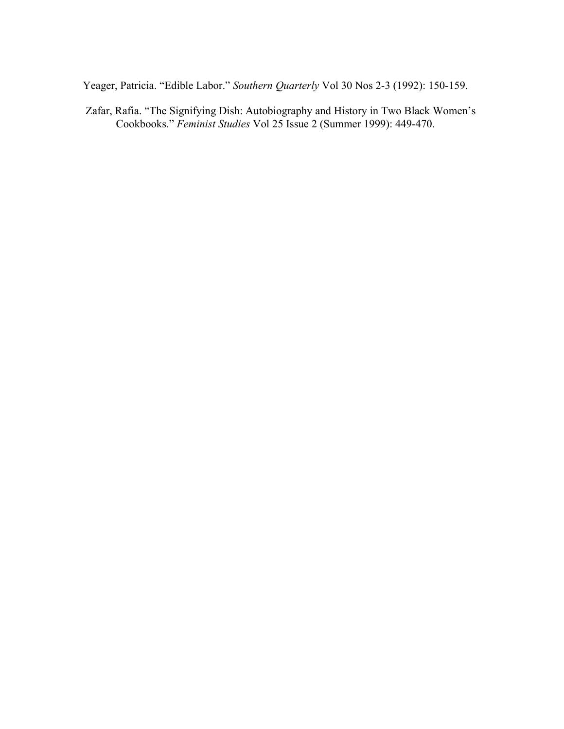Yeager, Patricia. “Edible Labor.” *Southern Quarterly* Vol 30 Nos 2-3 (1992): 150-159.

Zafar, Rafia. “The Signifying Dish: Autobiography and History in Two Black Women’s Cookbooks.” *Feminist Studies* Vol 25 Issue 2 (Summer 1999): 449-470.